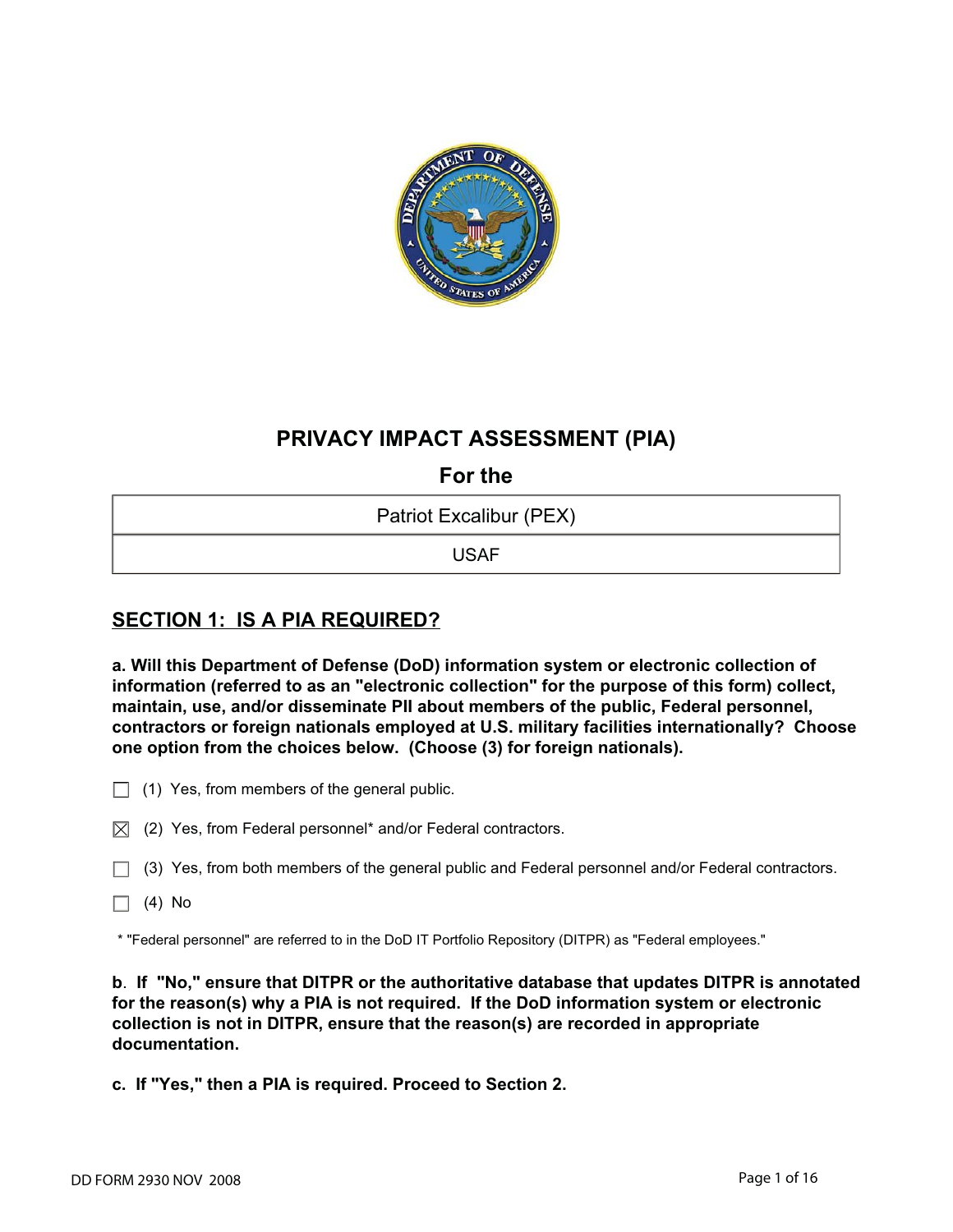# PRIVACY IMPACT ASSESSMENT (PIA)

## For the

| Patriot Excalibur (PEX) |
|---|
| USAF |

## SECTION 1: IS A PIA REQUIRED?

**a. Will this Department of Defense (DoD) information system or electronic collection of information (referred to as an "electronic collection" for the purpose of this form) collect, maintain, use, and/or disseminate PII about members of the public, Federal personnel, contractors or foreign nationals employed at U.S. military facilities internationally? Choose one option from the choices below. (Choose (3) for foreign nationals).**

☐ (1) Yes, from members of the general public.

☒ (2) Yes, from Federal personnel* and/or Federal contractors.

☐ (3) Yes, from both members of the general public and Federal personnel and/or Federal contractors.

☐ (4) No

\* "Federal personnel" are referred to in the DoD IT Portfolio Repository (DITPR) as "Federal employees."

**b. If "No," ensure that DITPR or the authoritative database that updates DITPR is annotated for the reason(s) why a PIA is not required. If the DoD information system or electronic collection is not in DITPR, ensure that the reason(s) are recorded in appropriate documentation.**

**c. If "Yes," then a PIA is required. Proceed to Section 2.**

DD FORM 2930 NOV 2008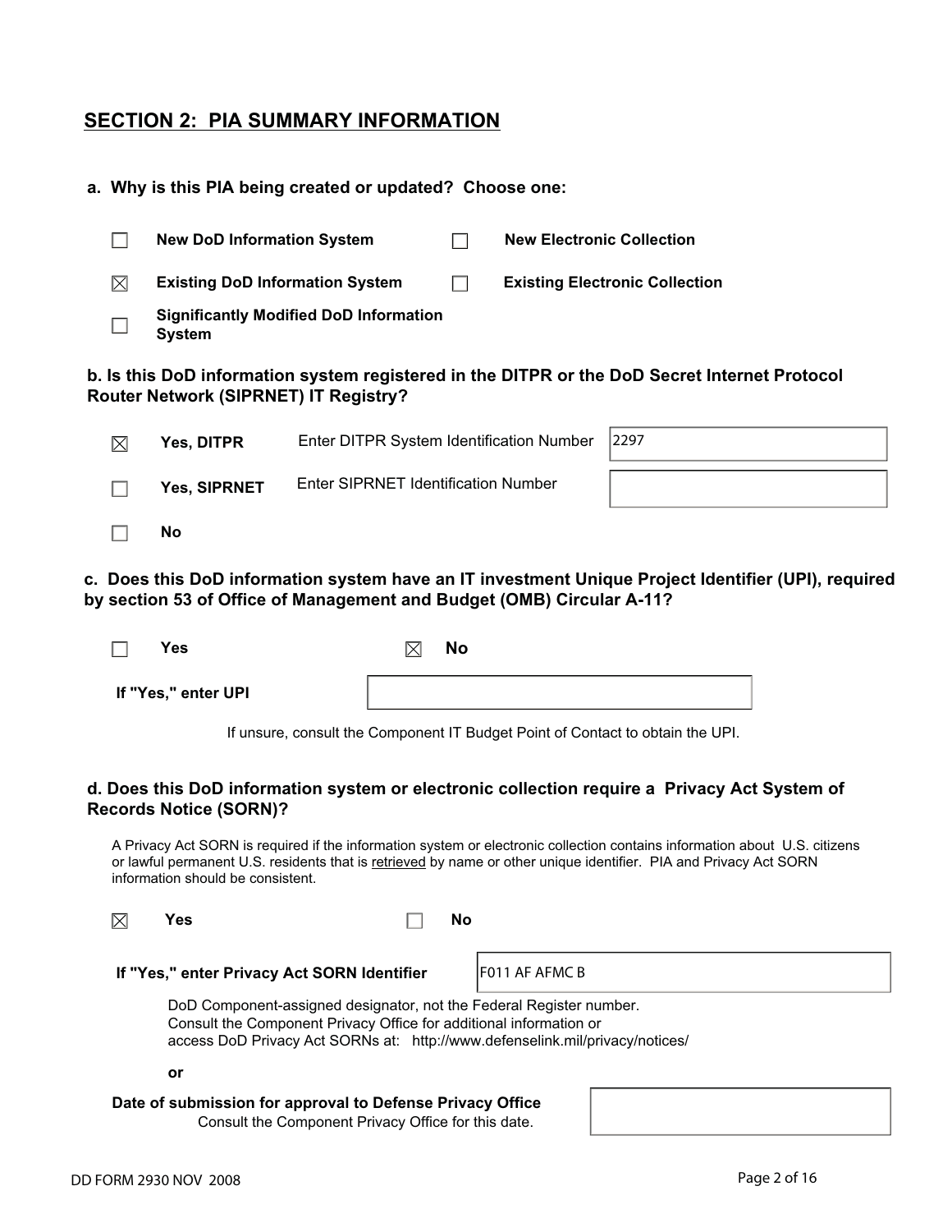## SECTION 2: PIA SUMMARY INFORMATION

**a. Why is this PIA being created or updated? Choose one:**

- ☐ **New DoD Information System**
- ☐ **New Electronic Collection**
- ☒ **Existing DoD Information System**
- ☐ **Existing Electronic Collection**
- ☐ **Significantly Modified DoD Information System**

**b. Is this DoD information system registered in the DITPR or the DoD Secret Internet Protocol Router Network (SIPRNET) IT Registry?**

- ☒ **Yes, DITPR** — Enter DITPR System Identification Number: 2297
- ☐ **Yes, SIPRNET** — Enter SIPRNET Identification Number:
- ☐ **No**

**c. Does this DoD information system have an IT investment Unique Project Identifier (UPI), required by section 53 of Office of Management and Budget (OMB) Circular A-11?**

- ☐ **Yes**
- ☒ **No**

**If "Yes," enter UPI:**

If unsure, consult the Component IT Budget Point of Contact to obtain the UPI.

**d. Does this DoD information system or electronic collection require a Privacy Act System of Records Notice (SORN)?**

A Privacy Act SORN is required if the information system or electronic collection contains information about U.S. citizens or lawful permanent U.S. residents that is retrieved by name or other unique identifier. PIA and Privacy Act SORN information should be consistent.

- ☒ **Yes**
- ☐ **No**

**If "Yes," enter Privacy Act SORN Identifier:** F011 AF AFMC B

DoD Component-assigned designator, not the Federal Register number.
Consult the Component Privacy Office for additional information or
access DoD Privacy Act SORNs at: http://www.defenselink.mil/privacy/notices/

**or**

**Date of submission for approval to Defense Privacy Office:**
Consult the Component Privacy Office for this date.

DD FORM 2930 NOV 2008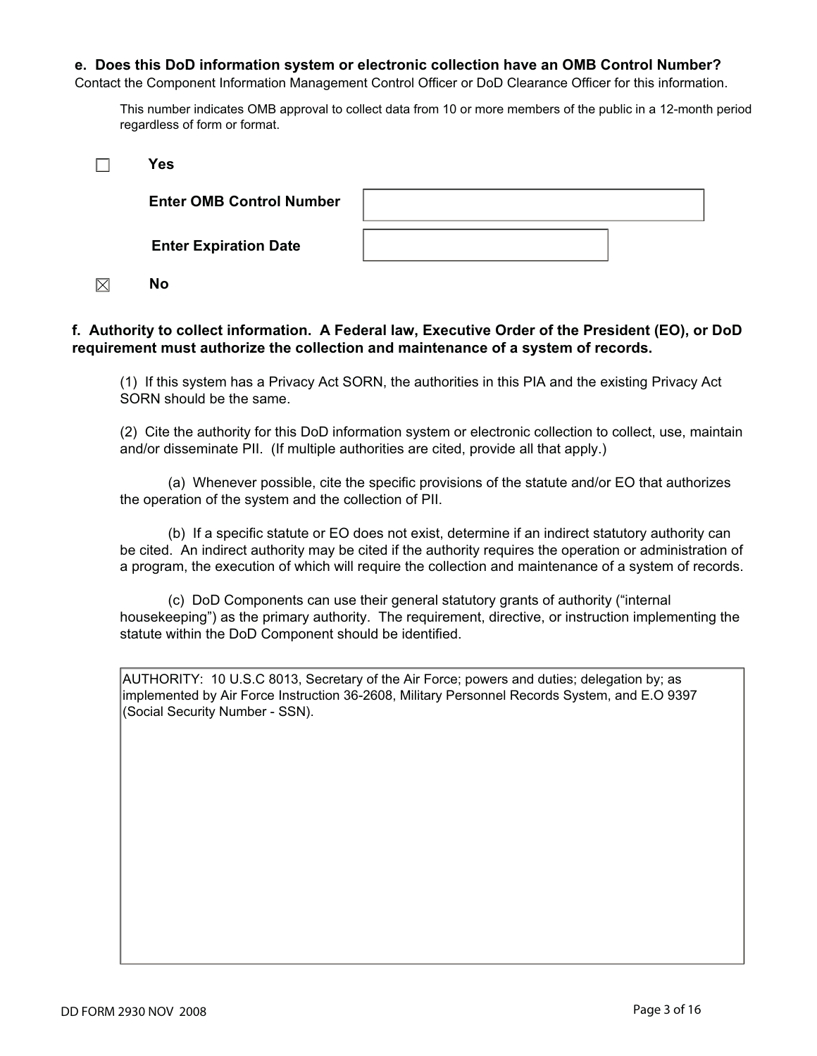**e. Does this DoD information system or electronic collection have an OMB Control Number?**
Contact the Component Information Management Control Officer or DoD Clearance Officer for this information.

This number indicates OMB approval to collect data from 10 or more members of the public in a 12-month period regardless of form or format.

☐ **Yes**

**Enter OMB Control Number** 

**Enter Expiration Date** 

☒ **No**

**f. Authority to collect information. A Federal law, Executive Order of the President (EO), or DoD requirement must authorize the collection and maintenance of a system of records.**

(1) If this system has a Privacy Act SORN, the authorities in this PIA and the existing Privacy Act SORN should be the same.

(2) Cite the authority for this DoD information system or electronic collection to collect, use, maintain and/or disseminate PII. (If multiple authorities are cited, provide all that apply.)

(a) Whenever possible, cite the specific provisions of the statute and/or EO that authorizes the operation of the system and the collection of PII.

(b) If a specific statute or EO does not exist, determine if an indirect statutory authority can be cited. An indirect authority may be cited if the authority requires the operation or administration of a program, the execution of which will require the collection and maintenance of a system of records.

(c) DoD Components can use their general statutory grants of authority ("internal housekeeping") as the primary authority. The requirement, directive, or instruction implementing the statute within the DoD Component should be identified.

AUTHORITY: 10 U.S.C 8013, Secretary of the Air Force; powers and duties; delegation by; as implemented by Air Force Instruction 36-2608, Military Personnel Records System, and E.O 9397 (Social Security Number - SSN).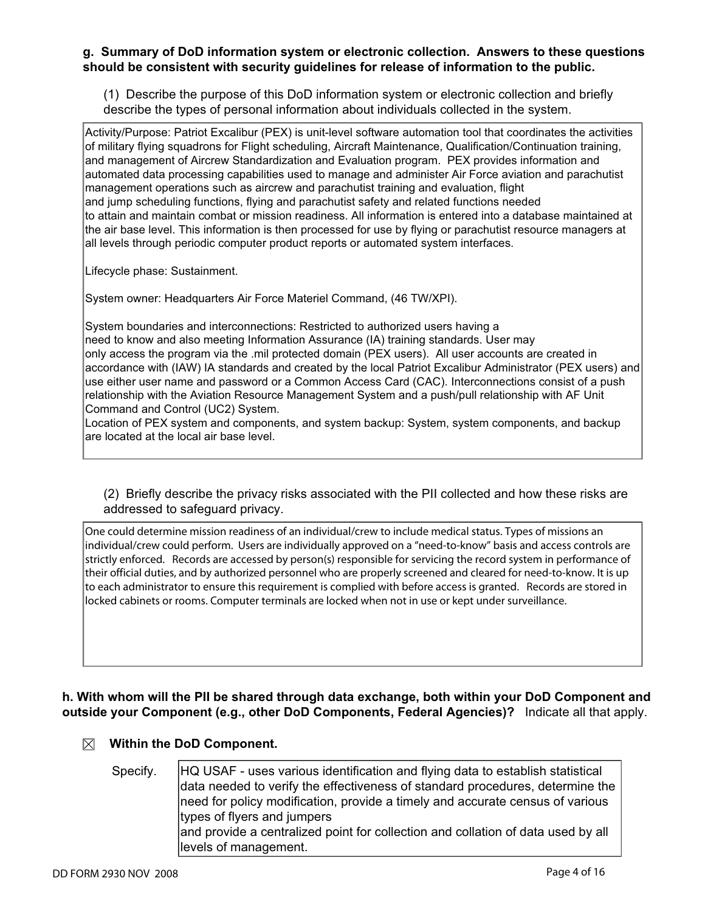**g. Summary of DoD information system or electronic collection. Answers to these questions should be consistent with security guidelines for release of information to the public.**

(1) Describe the purpose of this DoD information system or electronic collection and briefly describe the types of personal information about individuals collected in the system.

Activity/Purpose: Patriot Excalibur (PEX) is unit-level software automation tool that coordinates the activities of military flying squadrons for Flight scheduling, Aircraft Maintenance, Qualification/Continuation training, and management of Aircrew Standardization and Evaluation program. PEX provides information and automated data processing capabilities used to manage and administer Air Force aviation and parachutist management operations such as aircrew and parachutist training and evaluation, flight and jump scheduling functions, flying and parachutist safety and related functions needed to attain and maintain combat or mission readiness. All information is entered into a database maintained at the air base level. This information is then processed for use by flying or parachutist resource managers at all levels through periodic computer product reports or automated system interfaces.

Lifecycle phase: Sustainment.

System owner: Headquarters Air Force Materiel Command, (46 TW/XPI).

System boundaries and interconnections: Restricted to authorized users having a need to know and also meeting Information Assurance (IA) training standards. User may only access the program via the .mil protected domain (PEX users). All user accounts are created in accordance with (IAW) IA standards and created by the local Patriot Excalibur Administrator (PEX users) and use either user name and password or a Common Access Card (CAC). Interconnections consist of a push relationship with the Aviation Resource Management System and a push/pull relationship with AF Unit Command and Control (UC2) System.
Location of PEX system and components, and system backup: System, system components, and backup are located at the local air base level.

(2) Briefly describe the privacy risks associated with the PII collected and how these risks are addressed to safeguard privacy.

One could determine mission readiness of an individual/crew to include medical status. Types of missions an individual/crew could perform. Users are individually approved on a "need-to-know" basis and access controls are strictly enforced. Records are accessed by person(s) responsible for servicing the record system in performance of their official duties, and by authorized personnel who are properly screened and cleared for need-to-know. It is up to each administrator to ensure this requirement is complied with before access is granted. Records are stored in locked cabinets or rooms. Computer terminals are locked when not in use or kept under surveillance.

**h. With whom will the PII be shared through data exchange, both within your DoD Component and outside your Component (e.g., other DoD Components, Federal Agencies)?** Indicate all that apply.

☒ **Within the DoD Component.**

Specify. HQ USAF - uses various identification and flying data to establish statistical data needed to verify the effectiveness of standard procedures, determine the need for policy modification, provide a timely and accurate census of various types of flyers and jumpers
and provide a centralized point for collection and collation of data used by all levels of management.

DD FORM 2930 NOV 2008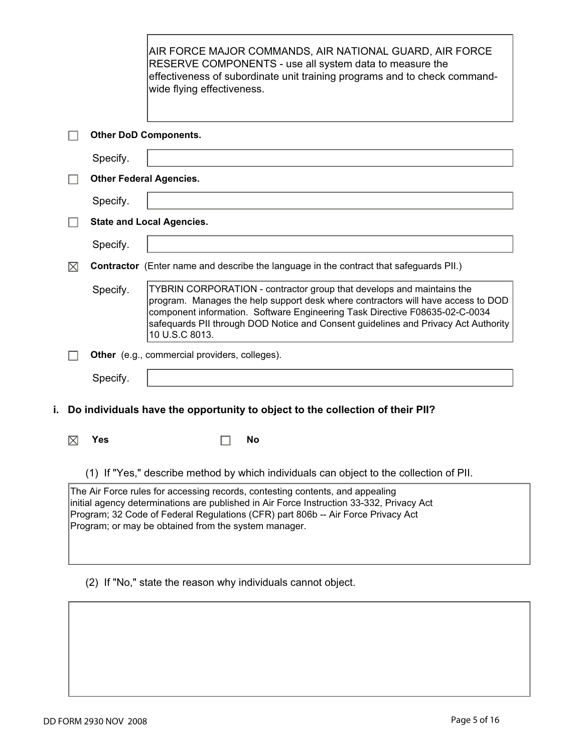AIR FORCE MAJOR COMMANDS, AIR NATIONAL GUARD, AIR FORCE RESERVE COMPONENTS - use all system data to measure the effectiveness of subordinate unit training programs and to check command-wide flying effectiveness.

☐ **Other DoD Components.**

Specify.

☐ **Other Federal Agencies.**

Specify.

☐ **State and Local Agencies.**

Specify.

☒ **Contractor** (Enter name and describe the language in the contract that safeguards PII.)

Specify. TYBRIN CORPORATION - contractor group that develops and maintains the program. Manages the help support desk where contractors will have access to DOD component information. Software Engineering Task Directive F08635-02-C-0034 safequards PII through DOD Notice and Consent guidelines and Privacy Act Authority 10 U.S.C 8013.

☐ **Other** (e.g., commercial providers, colleges).

Specify.

**i. Do individuals have the opportunity to object to the collection of their PII?**

☒ **Yes** ☐ **No**

(1) If "Yes," describe method by which individuals can object to the collection of PII.

The Air Force rules for accessing records, contesting contents, and appealing initial agency determinations are published in Air Force Instruction 33-332, Privacy Act Program; 32 Code of Federal Regulations (CFR) part 806b -- Air Force Privacy Act Program; or may be obtained from the system manager.

(2) If "No," state the reason why individuals cannot object.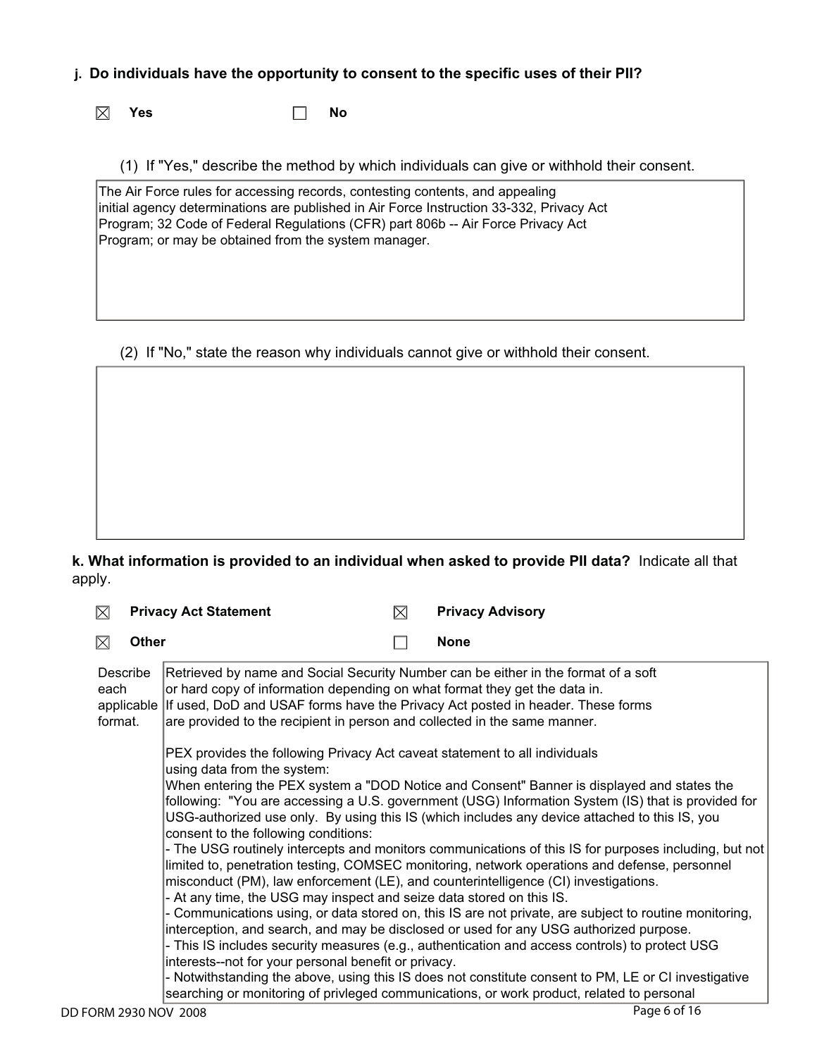**j. Do individuals have the opportunity to consent to the specific uses of their PII?**

☒ **Yes** ☐ **No**

(1) If "Yes," describe the method by which individuals can give or withhold their consent.

The Air Force rules for accessing records, contesting contents, and appealing initial agency determinations are published in Air Force Instruction 33-332, Privacy Act Program; 32 Code of Federal Regulations (CFR) part 806b -- Air Force Privacy Act Program; or may be obtained from the system manager.

(2) If "No," state the reason why individuals cannot give or withhold their consent.

**k. What information is provided to an individual when asked to provide PII data?** Indicate all that apply.

☒ **Privacy Act Statement** ☒ **Privacy Advisory**

☒ **Other** ☐ **None**

Describe each applicable format.

Retrieved by name and Social Security Number can be either in the format of a soft or hard copy of information depending on what format they get the data in. If used, DoD and USAF forms have the Privacy Act posted in header. These forms are provided to the recipient in person and collected in the same manner.

PEX provides the following Privacy Act caveat statement to all individuals using data from the system:
When entering the PEX system a "DOD Notice and Consent" Banner is displayed and states the following: "You are accessing a U.S. government (USG) Information System (IS) that is provided for USG-authorized use only. By using this IS (which includes any device attached to this IS, you consent to the following conditions:
- The USG routinely intercepts and monitors communications of this IS for purposes including, but not limited to, penetration testing, COMSEC monitoring, network operations and defense, personnel misconduct (PM), law enforcement (LE), and counterintelligence (CI) investigations.
- At any time, the USG may inspect and seize data stored on this IS.
- Communications using, or data stored on, this IS are not private, are subject to routine monitoring, interception, and search, and may be disclosed or used for any USG authorized purpose.
- This IS includes security measures (e.g., authentication and access controls) to protect USG interests--not for your personal benefit or privacy.
- Notwithstanding the above, using this IS does not constitute consent to PM, LE or CI investigative searching or monitoring of privleged communications, or work product, related to personal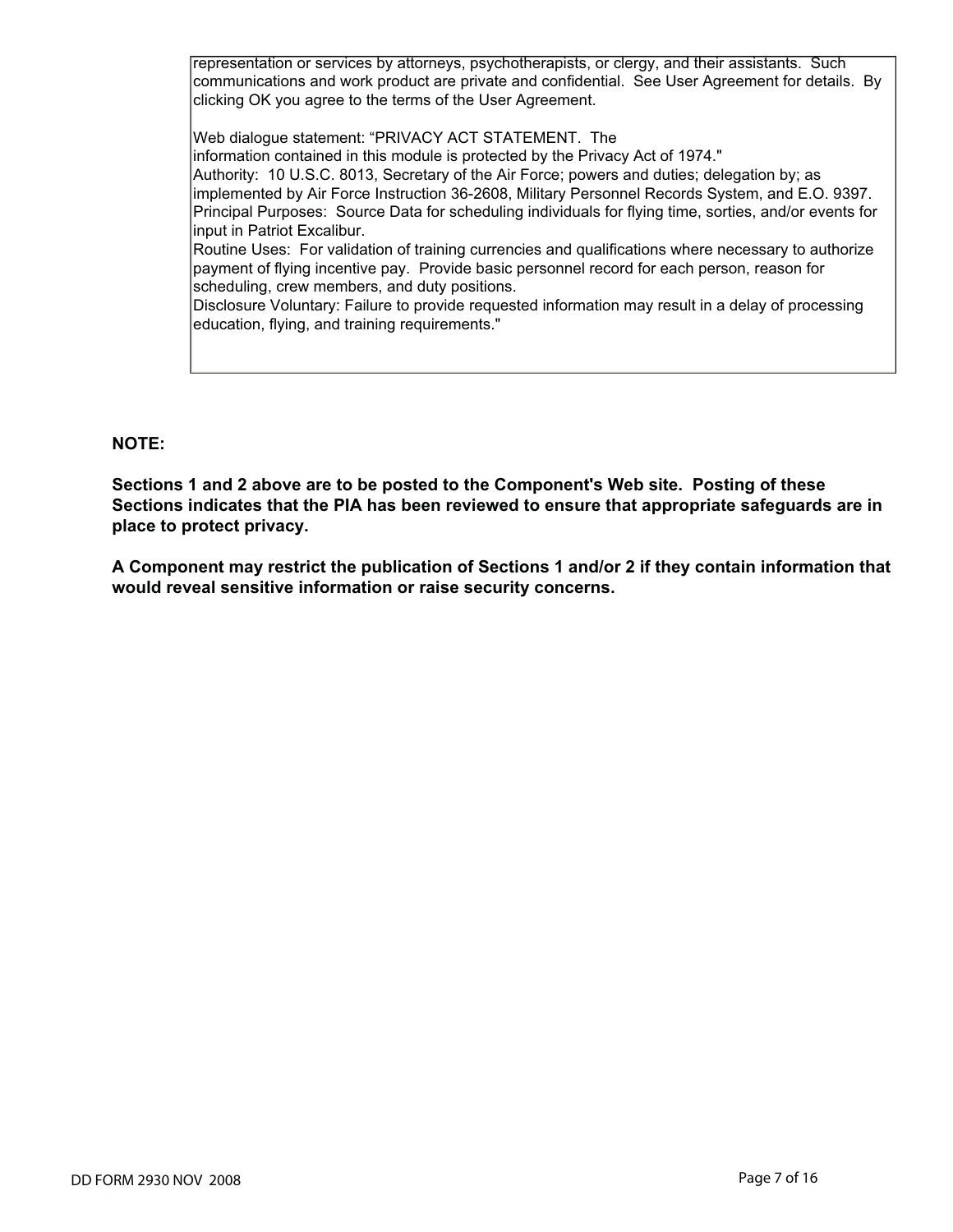representation or services by attorneys, psychotherapists, or clergy, and their assistants. Such communications and work product are private and confidential. See User Agreement for details. By clicking OK you agree to the terms of the User Agreement.

Web dialogue statement: “PRIVACY ACT STATEMENT. The information contained in this module is protected by the Privacy Act of 1974."
Authority: 10 U.S.C. 8013, Secretary of the Air Force; powers and duties; delegation by; as implemented by Air Force Instruction 36-2608, Military Personnel Records System, and E.O. 9397.
Principal Purposes: Source Data for scheduling individuals for flying time, sorties, and/or events for input in Patriot Excalibur.
Routine Uses: For validation of training currencies and qualifications where necessary to authorize payment of flying incentive pay. Provide basic personnel record for each person, reason for scheduling, crew members, and duty positions.
Disclosure Voluntary: Failure to provide requested information may result in a delay of processing education, flying, and training requirements."

**NOTE:**

**Sections 1 and 2 above are to be posted to the Component's Web site. Posting of these Sections indicates that the PIA has been reviewed to ensure that appropriate safeguards are in place to protect privacy.**

**A Component may restrict the publication of Sections 1 and/or 2 if they contain information that would reveal sensitive information or raise security concerns.**

DD FORM 2930 NOV 2008